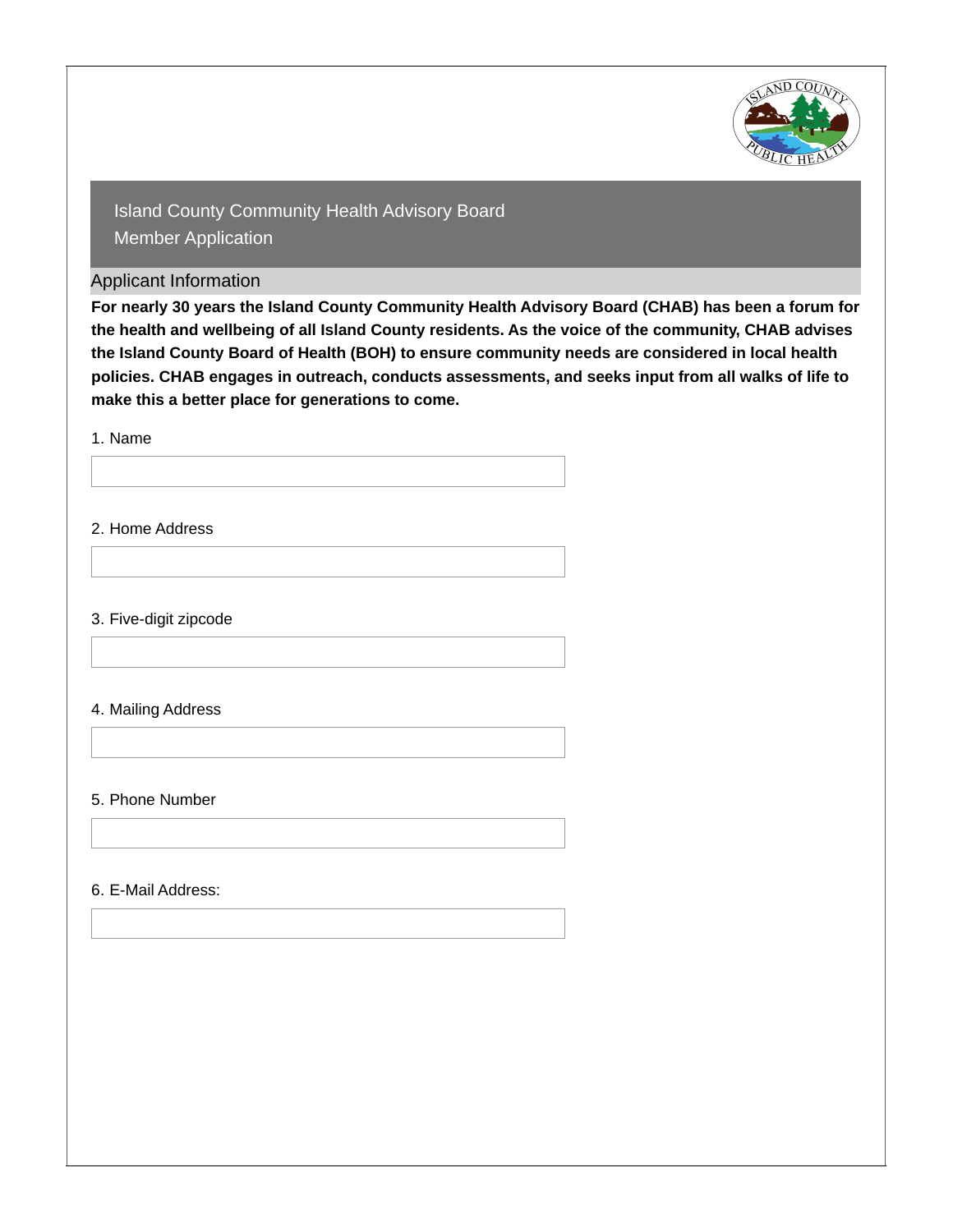# Island County Community Health Advisory Board
# Member Application

## Applicant Information

**For nearly 30 years the Island County Community Health Advisory Board (CHAB) has been a forum for the health and wellbeing of all Island County residents. As the voice of the community, CHAB advises the Island County Board of Health (BOH) to ensure community needs are considered in local health policies. CHAB engages in outreach, conducts assessments, and seeks input from all walks of life to make this a better place for generations to come.**

1. Name

2. Home Address

3. Five-digit zipcode

4. Mailing Address

5. Phone Number

6. E-Mail Address: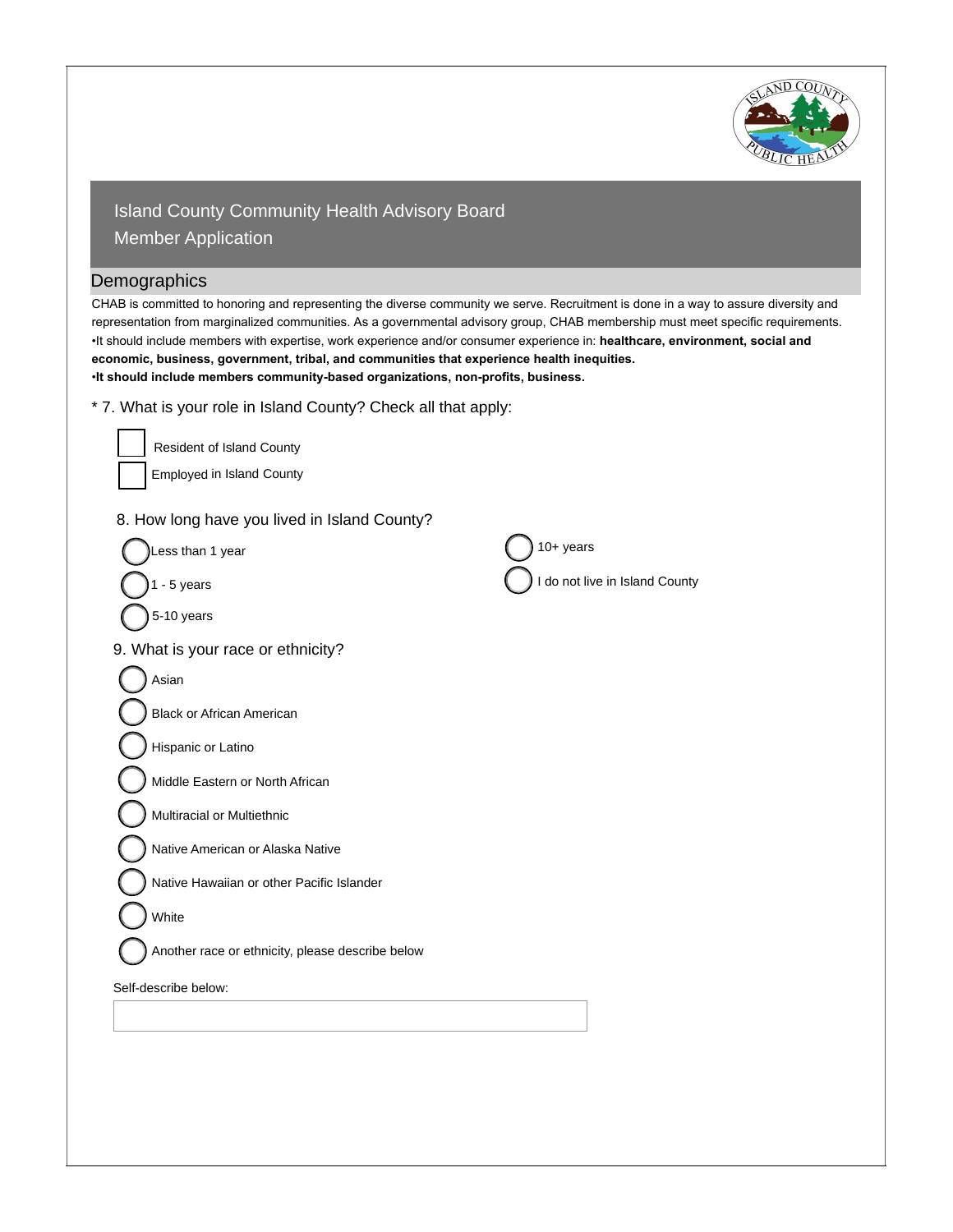# Island County Community Health Advisory Board
Member Application

## Demographics

CHAB is committed to honoring and representing the diverse community we serve. Recruitment is done in a way to assure diversity and representation from marginalized communities. As a governmental advisory group, CHAB membership must meet specific requirements.

•It should include members with expertise, work experience and/or consumer experience in: **healthcare, environment, social and economic, business, government, tribal, and communities that experience health inequities.**

**•It should include members community-based organizations, non-profits, business.**

\* 7. What is your role in Island County? Check all that apply:

- ☐ Resident of Island County
- ☐ Employed in Island County

8. How long have you lived in Island County?

- ○ Less than 1 year
- ○ 1 - 5 years
- ○ 5-10 years
- ○ 10+ years
- ○ I do not live in Island County

9. What is your race or ethnicity?

- ○ Asian
- ○ Black or African American
- ○ Hispanic or Latino
- ○ Middle Eastern or North African
- ○ Multiracial or Multiethnic
- ○ Native American or Alaska Native
- ○ Native Hawaiian or other Pacific Islander
- ○ White
- ○ Another race or ethnicity, please describe below

Self-describe below:

______________________________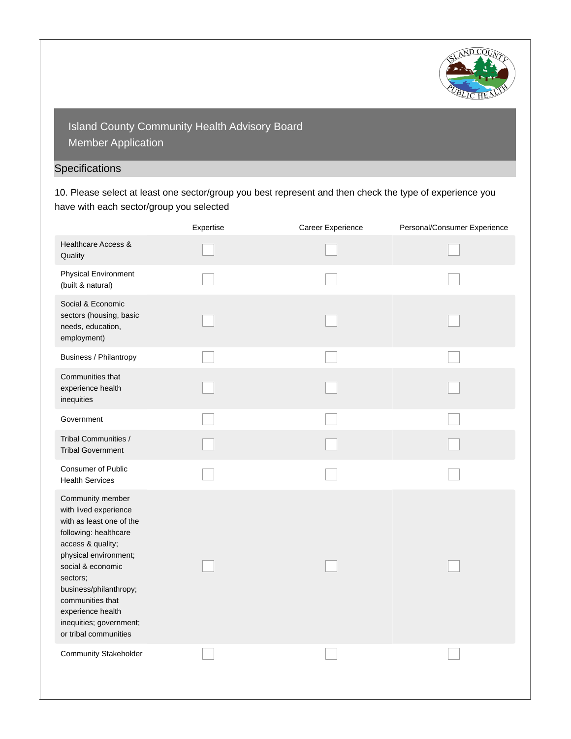# Island County Community Health Advisory Board
Member Application

## Specifications

10. Please select at least one sector/group you best represent and then check the type of experience you have with each sector/group you selected

| | Expertise | Career Experience | Personal/Consumer Experience |
|---|---|---|---|
| Healthcare Access & Quality | ☐ | ☐ | ☐ |
| Physical Environment (built & natural) | ☐ | ☐ | ☐ |
| Social & Economic sectors (housing, basic needs, education, employment) | ☐ | ☐ | ☐ |
| Business / Philantropy | ☐ | ☐ | ☐ |
| Communities that experience health inequities | ☐ | ☐ | ☐ |
| Government | ☐ | ☐ | ☐ |
| Tribal Communities / Tribal Government | ☐ | ☐ | ☐ |
| Consumer of Public Health Services | ☐ | ☐ | ☐ |
| Community member with lived experience with as least one of the following: healthcare access & quality; physical environment; social & economic sectors; business/philanthropy; communities that experience health inequities; government; or tribal communities | ☐ | ☐ | ☐ |
| Community Stakeholder | ☐ | ☐ | ☐ |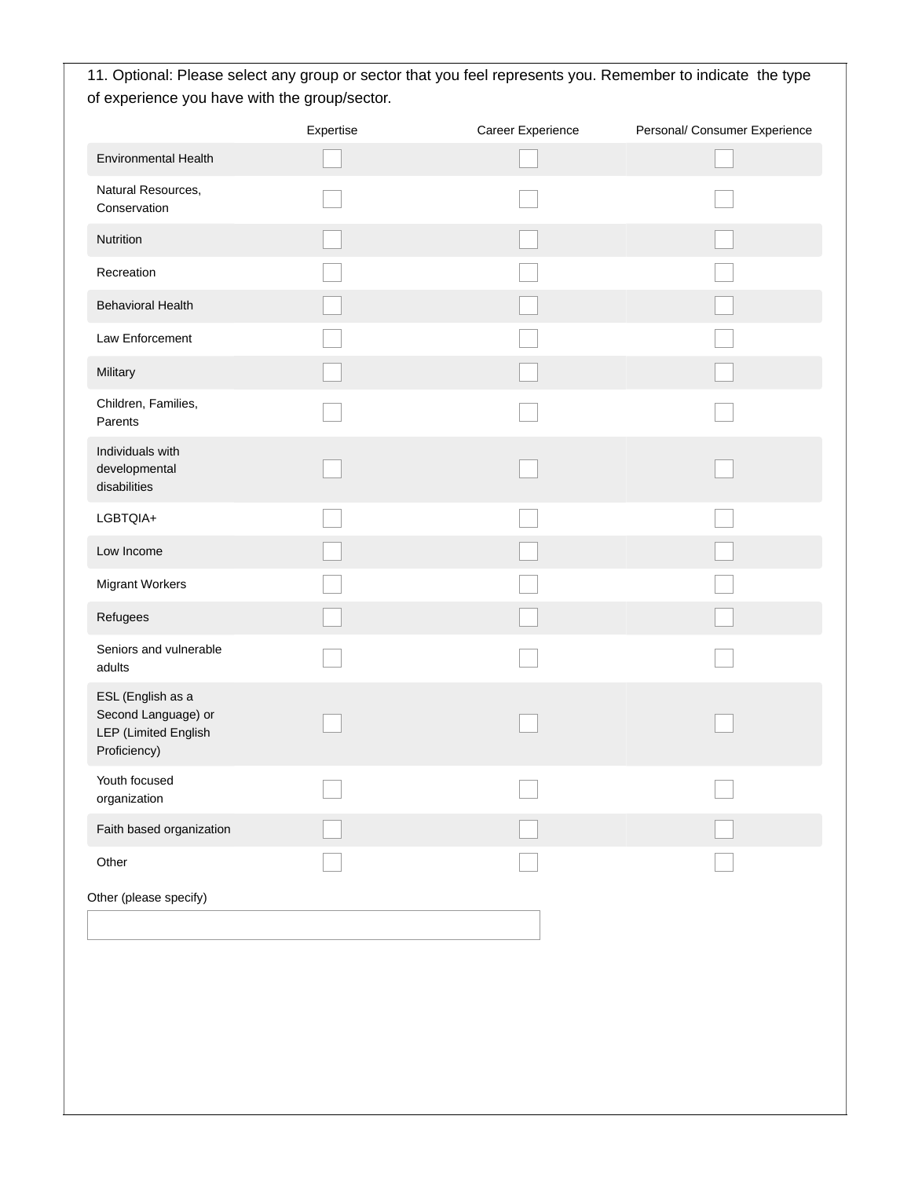11. Optional: Please select any group or sector that you feel represents you. Remember to indicate the type of experience you have with the group/sector.

| | Expertise | Career Experience | Personal/ Consumer Experience |
|---|---|---|---|
| Environmental Health | ☐ | ☐ | ☐ |
| Natural Resources, Conservation | ☐ | ☐ | ☐ |
| Nutrition | ☐ | ☐ | ☐ |
| Recreation | ☐ | ☐ | ☐ |
| Behavioral Health | ☐ | ☐ | ☐ |
| Law Enforcement | ☐ | ☐ | ☐ |
| Military | ☐ | ☐ | ☐ |
| Children, Families, Parents | ☐ | ☐ | ☐ |
| Individuals with developmental disabilities | ☐ | ☐ | ☐ |
| LGBTQIA+ | ☐ | ☐ | ☐ |
| Low Income | ☐ | ☐ | ☐ |
| Migrant Workers | ☐ | ☐ | ☐ |
| Refugees | ☐ | ☐ | ☐ |
| Seniors and vulnerable adults | ☐ | ☐ | ☐ |
| ESL (English as a Second Language) or LEP (Limited English Proficiency) | ☐ | ☐ | ☐ |
| Youth focused organization | ☐ | ☐ | ☐ |
| Faith based organization | ☐ | ☐ | ☐ |
| Other | ☐ | ☐ | ☐ |

Other (please specify)

\_\_\_\_\_\_\_\_\_\_\_\_\_\_\_\_\_\_\_\_\_\_\_\_\_\_\_\_\_\_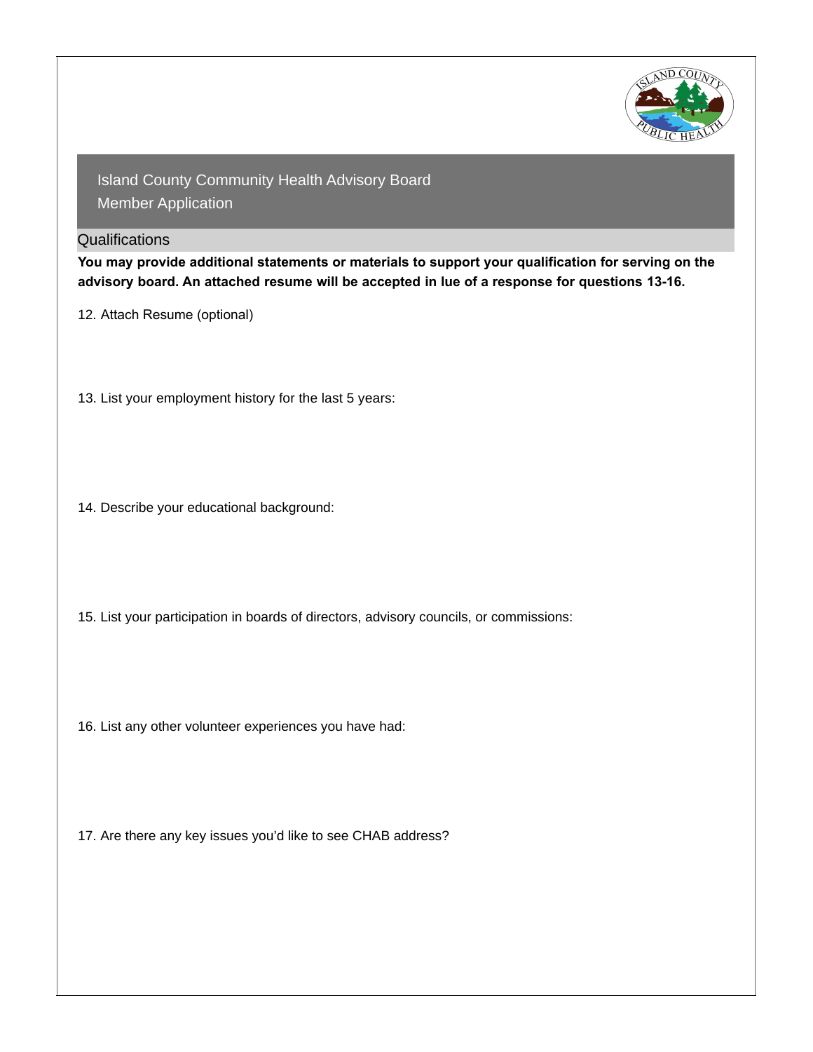## Island County Community Health Advisory Board
## Member Application

### Qualifications

**You may provide additional statements or materials to support your qualification for serving on the advisory board. An attached resume will be accepted in lue of a response for questions 13-16.**

12. Attach Resume (optional)

13. List your employment history for the last 5 years:

14. Describe your educational background:

15. List your participation in boards of directors, advisory councils, or commissions:

16. List any other volunteer experiences you have had:

17. Are there any key issues you'd like to see CHAB address?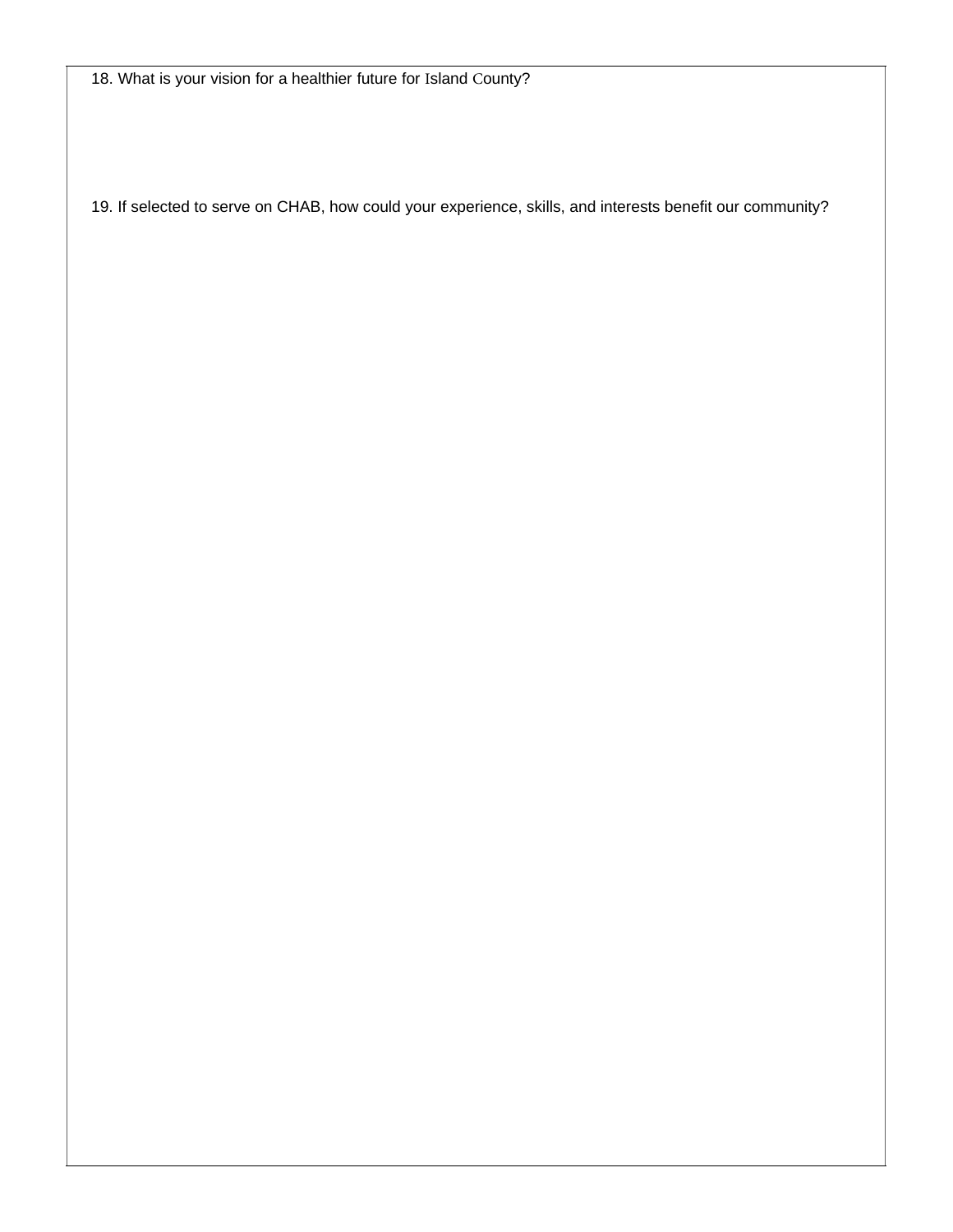18. What is your vision for a healthier future for Island County?

19. If selected to serve on CHAB, how could your experience, skills, and interests benefit our community?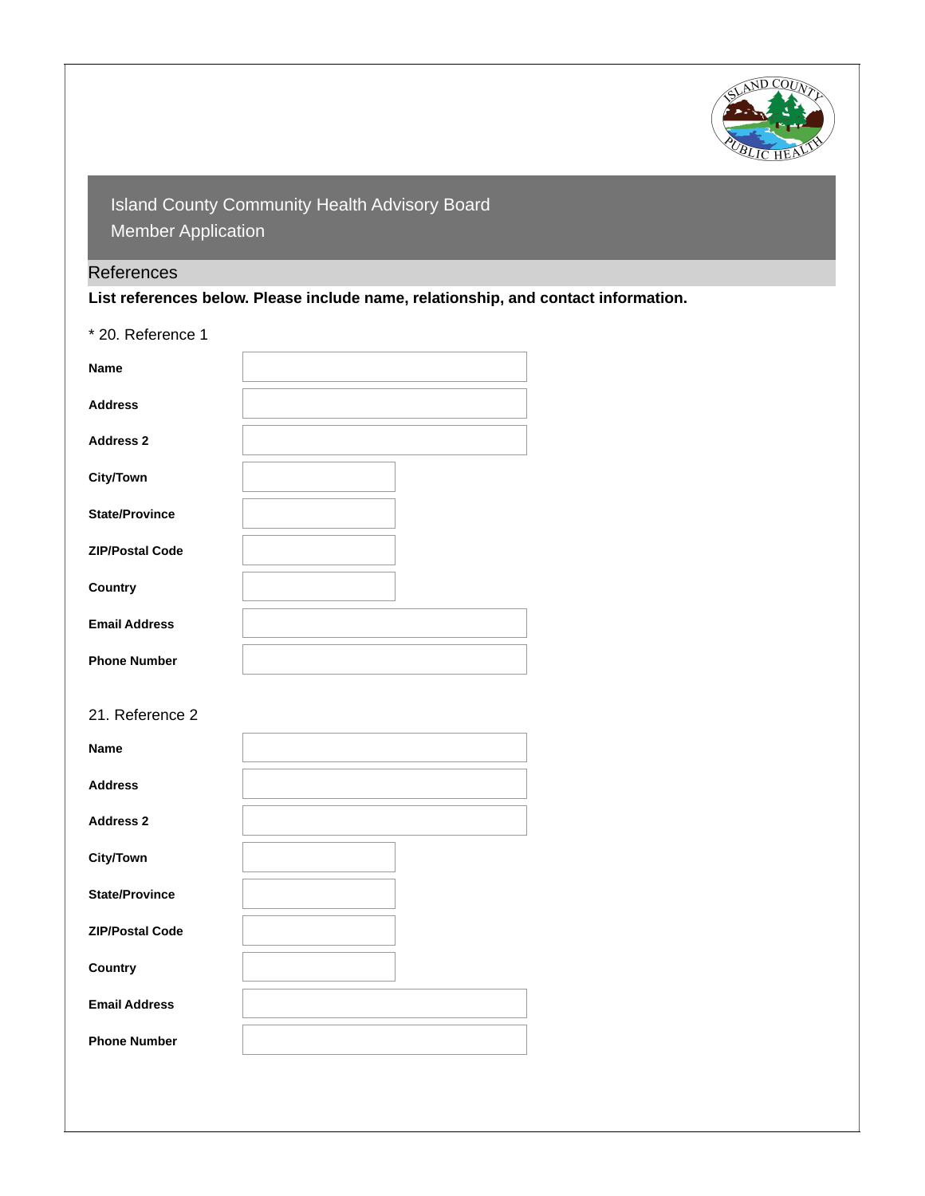# Island County Community Health Advisory Board
# Member Application

## References

**List references below. Please include name, relationship, and contact information.**

* 20. Reference 1

**Name**

**Address**

**Address 2**

**City/Town**

**State/Province**

**ZIP/Postal Code**

**Country**

**Email Address**

**Phone Number**

21. Reference 2

**Name**

**Address**

**Address 2**

**City/Town**

**State/Province**

**ZIP/Postal Code**

**Country**

**Email Address**

**Phone Number**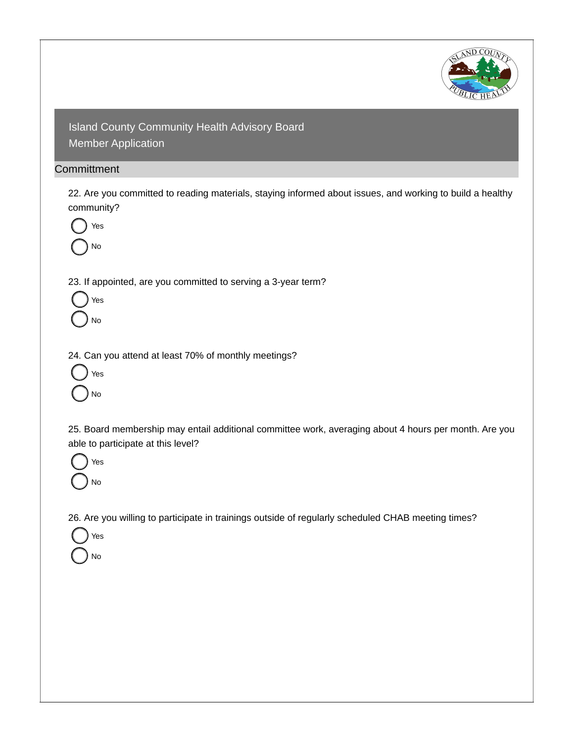# Island County Community Health Advisory Board
Member Application

## Committment

22. Are you committed to reading materials, staying informed about issues, and working to build a healthy community?

- ◯ Yes
- ◯ No

23. If appointed, are you committed to serving a 3-year term?

- ◯ Yes
- ◯ No

24. Can you attend at least 70% of monthly meetings?

- ◯ Yes
- ◯ No

25. Board membership may entail additional committee work, averaging about 4 hours per month. Are you able to participate at this level?

- ◯ Yes
- ◯ No

26. Are you willing to participate in trainings outside of regularly scheduled CHAB meeting times?

- ◯ Yes
- ◯ No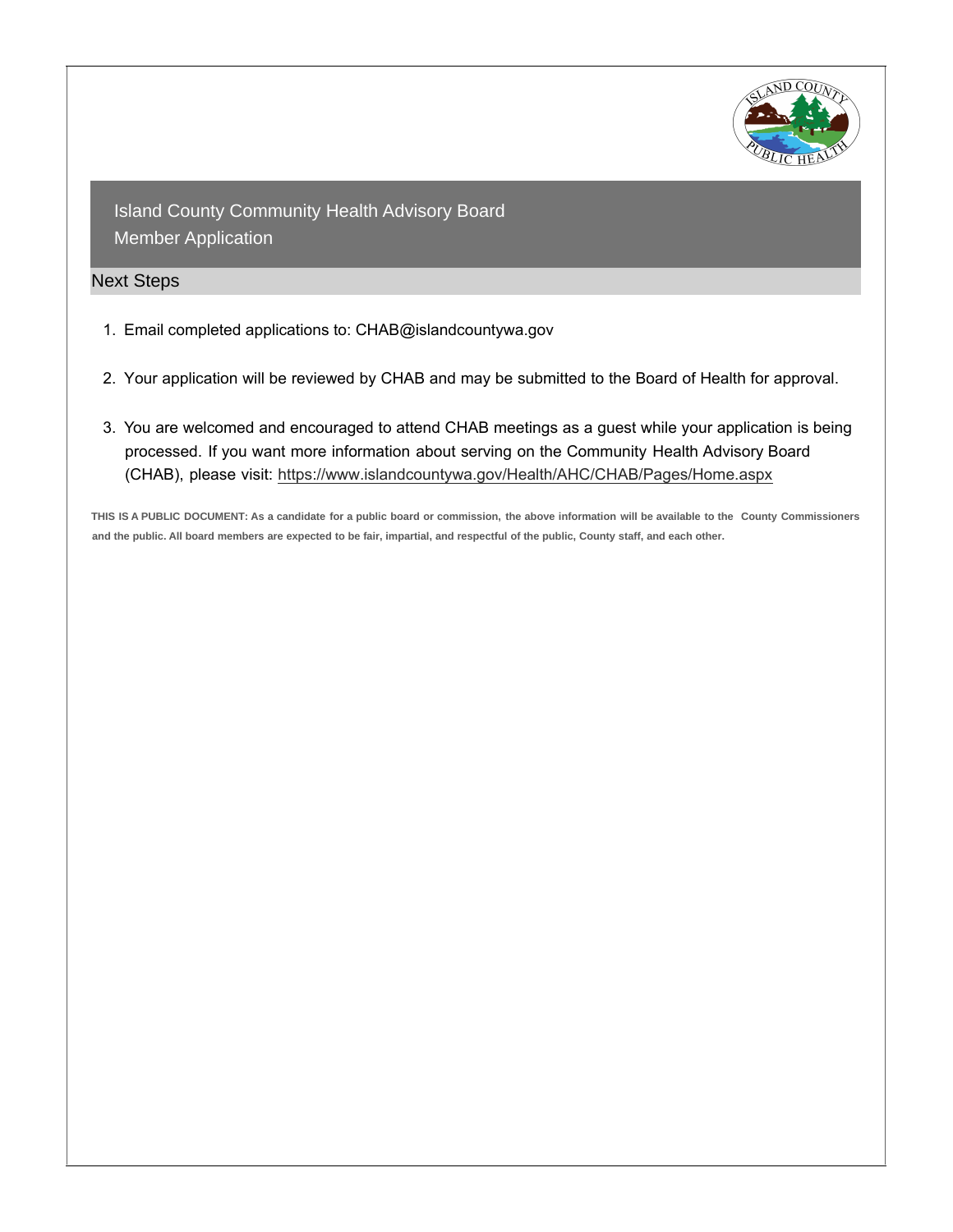# Island County Community Health Advisory Board
# Member Application

## Next Steps

1. Email completed applications to: CHAB@islandcountywa.gov

2. Your application will be reviewed by CHAB and may be submitted to the Board of Health for approval.

3. You are welcomed and encouraged to attend CHAB meetings as a guest while your application is being processed. If you want more information about serving on the Community Health Advisory Board (CHAB), please visit: https://www.islandcountywa.gov/Health/AHC/CHAB/Pages/Home.aspx

**THIS IS A PUBLIC DOCUMENT: As a candidate for a public board or commission, the above information will be available to the County Commissioners and the public. All board members are expected to be fair, impartial, and respectful of the public, County staff, and each other.**